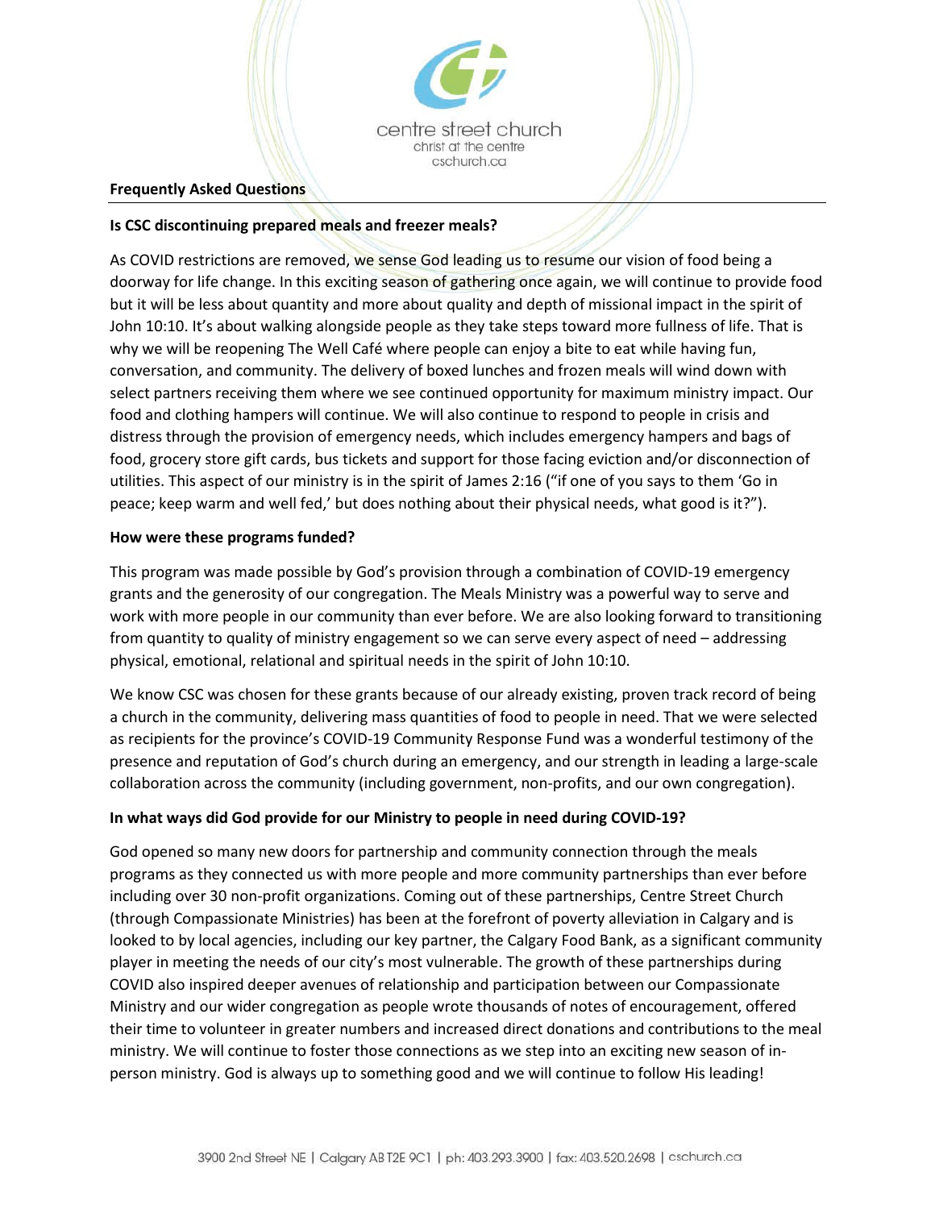centre street church
christ at the centre
cschurch.ca

## Frequently Asked Questions

### Is CSC discontinuing prepared meals and freezer meals?

As COVID restrictions are removed, we sense God leading us to resume our vision of food being a doorway for life change. In this exciting season of gathering once again, we will continue to provide food but it will be less about quantity and more about quality and depth of missional impact in the spirit of John 10:10. It's about walking alongside people as they take steps toward more fullness of life. That is why we will be reopening The Well Café where people can enjoy a bite to eat while having fun, conversation, and community. The delivery of boxed lunches and frozen meals will wind down with select partners receiving them where we see continued opportunity for maximum ministry impact. Our food and clothing hampers will continue. We will also continue to respond to people in crisis and distress through the provision of emergency needs, which includes emergency hampers and bags of food, grocery store gift cards, bus tickets and support for those facing eviction and/or disconnection of utilities. This aspect of our ministry is in the spirit of James 2:16 ("if one of you says to them 'Go in peace; keep warm and well fed,' but does nothing about their physical needs, what good is it?").

### How were these programs funded?

This program was made possible by God's provision through a combination of COVID-19 emergency grants and the generosity of our congregation. The Meals Ministry was a powerful way to serve and work with more people in our community than ever before. We are also looking forward to transitioning from quantity to quality of ministry engagement so we can serve every aspect of need – addressing physical, emotional, relational and spiritual needs in the spirit of John 10:10.

We know CSC was chosen for these grants because of our already existing, proven track record of being a church in the community, delivering mass quantities of food to people in need. That we were selected as recipients for the province's COVID-19 Community Response Fund was a wonderful testimony of the presence and reputation of God's church during an emergency, and our strength in leading a large-scale collaboration across the community (including government, non-profits, and our own congregation).

### In what ways did God provide for our Ministry to people in need during COVID-19?

God opened so many new doors for partnership and community connection through the meals programs as they connected us with more people and more community partnerships than ever before including over 30 non-profit organizations. Coming out of these partnerships, Centre Street Church (through Compassionate Ministries) has been at the forefront of poverty alleviation in Calgary and is looked to by local agencies, including our key partner, the Calgary Food Bank, as a significant community player in meeting the needs of our city's most vulnerable. The growth of these partnerships during COVID also inspired deeper avenues of relationship and participation between our Compassionate Ministry and our wider congregation as people wrote thousands of notes of encouragement, offered their time to volunteer in greater numbers and increased direct donations and contributions to the meal ministry. We will continue to foster those connections as we step into an exciting new season of in-person ministry. God is always up to something good and we will continue to follow His leading!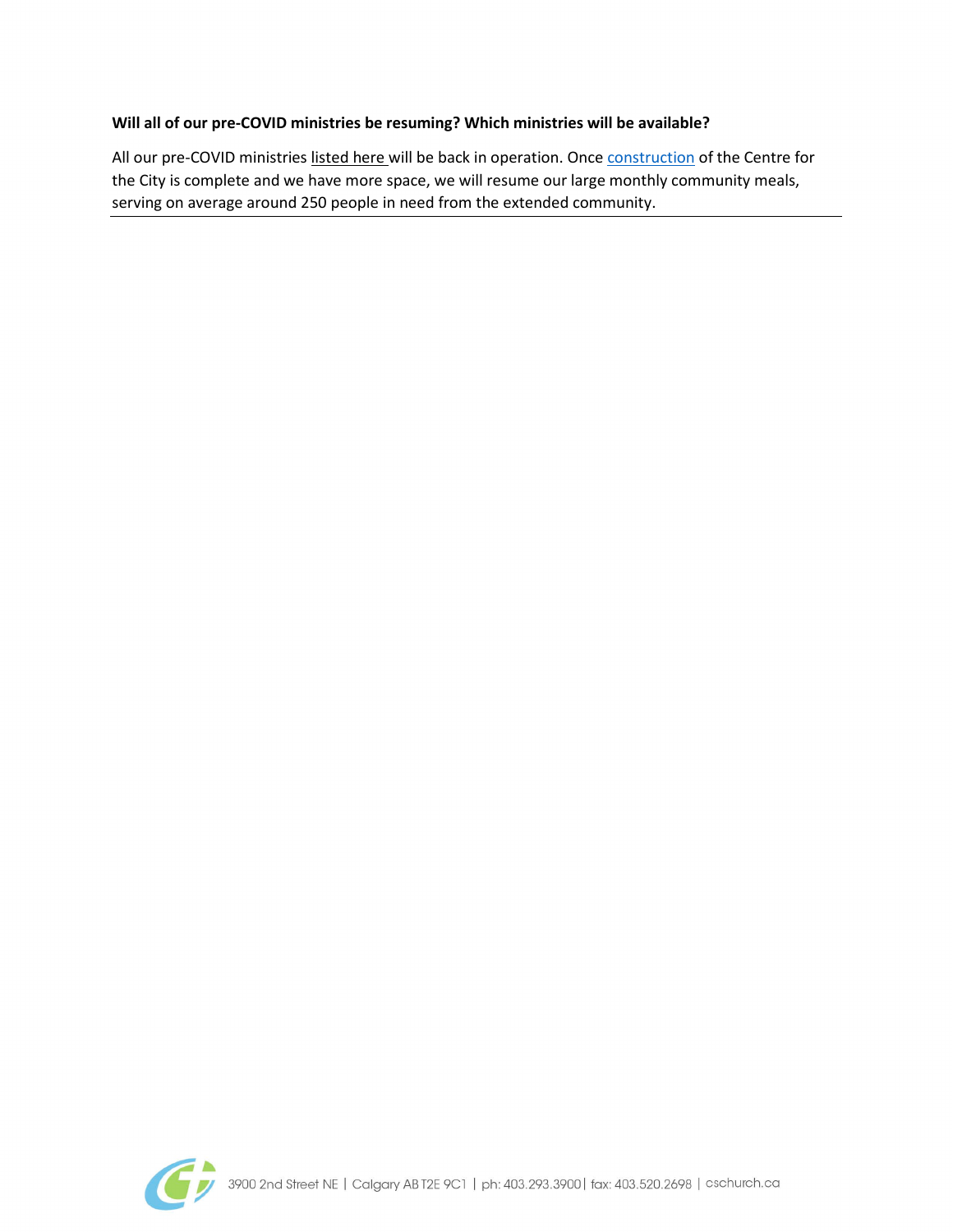**Will all of our pre-COVID ministries be resuming? Which ministries will be available?**

All our pre-COVID ministries listed here will be back in operation. Once construction of the Centre for the City is complete and we have more space, we will resume our large monthly community meals, serving on average around 250 people in need from the extended community.